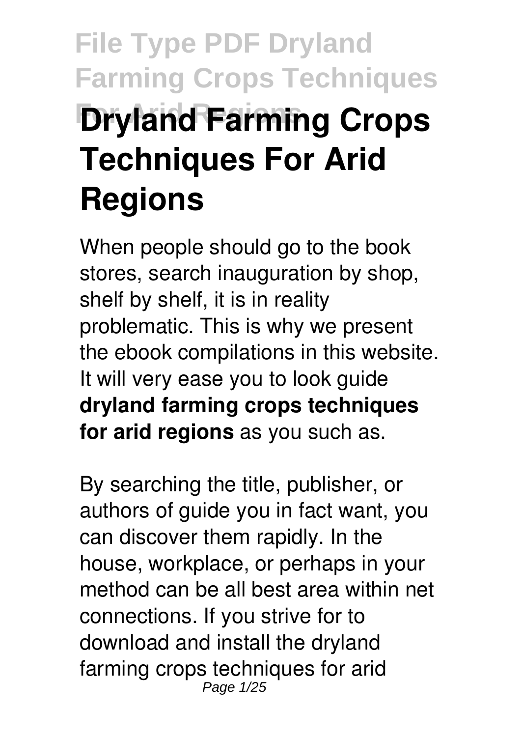# Dryland Farming Crops Techniques For Arid Regions

When people should go to the book stores, search inauguration by shop, shelf by shelf, it is in reality problematic. This is why we present the ebook compilations in this website. It will very ease you to look guide **dryland farming crops techniques for arid regions** as you such as.

By searching the title, publisher, or authors of guide you in fact want, you can discover them rapidly. In the house, workplace, or perhaps in your method can be all best area within net connections. If you strive for to download and install the dryland farming crops techniques for arid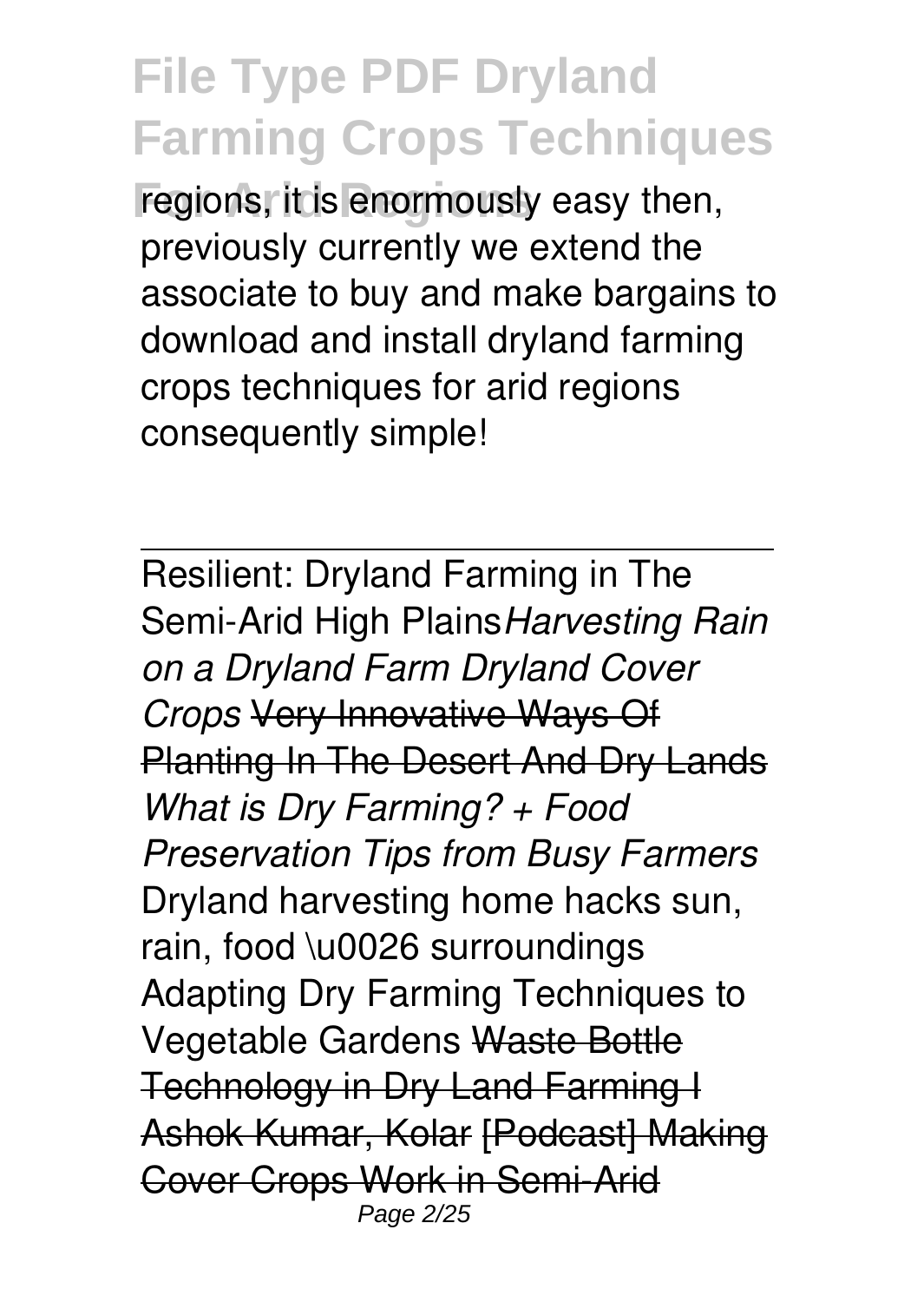regions, it is enormously easy then, previously currently we extend the associate to buy and make bargains to download and install dryland farming crops techniques for arid regions consequently simple!

---

Resilient: Dryland Farming in The Semi-Arid High Plains *Harvesting Rain on a Dryland Farm Dryland Cover Crops* ~~Very Innovative Ways Of Planting In The Desert And Dry Lands~~ *What is Dry Farming? + Food Preservation Tips from Busy Farmers* Dryland harvesting home hacks sun, rain, food \u0026 surroundings Adapting Dry Farming Techniques to Vegetable Gardens ~~Waste Bottle Technology in Dry Land Farming I Ashok Kumar, Kolar~~ ~~[Podcast] Making Cover Crops Work in Semi-Arid~~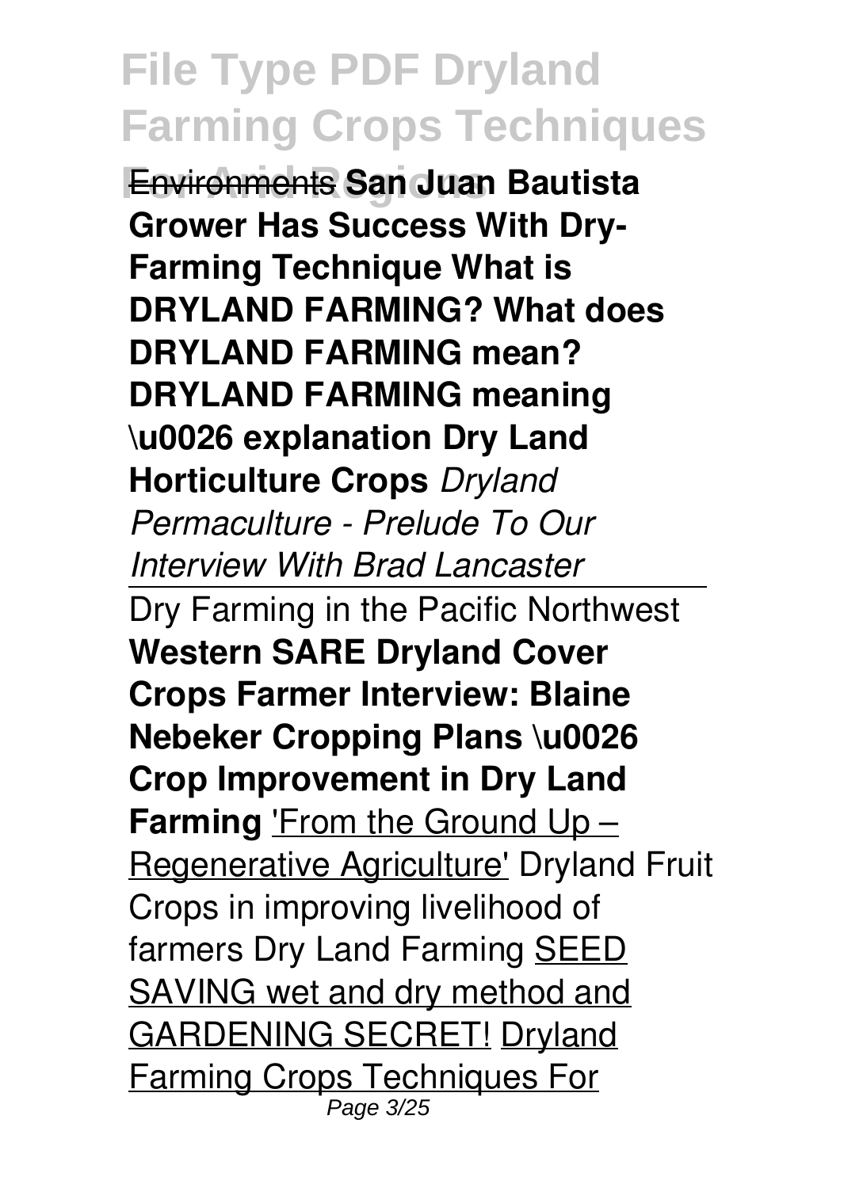Environments **San Juan Bautista Grower Has Success With Dry-Farming Technique What is DRYLAND FARMING? What does DRYLAND FARMING mean? DRYLAND FARMING meaning \u0026 explanation Dry Land Horticulture Crops** *Dryland Permaculture - Prelude To Our Interview With Brad Lancaster*

Dry Farming in the Pacific Northwest **Western SARE Dryland Cover Crops Farmer Interview: Blaine Nebeker Cropping Plans \u0026 Crop Improvement in Dry Land Farming** 'From the Ground Up – Regenerative Agriculture' Dryland Fruit Crops in improving livelihood of farmers Dry Land Farming SEED SAVING wet and dry method and GARDENING SECRET! Dryland Farming Crops Techniques For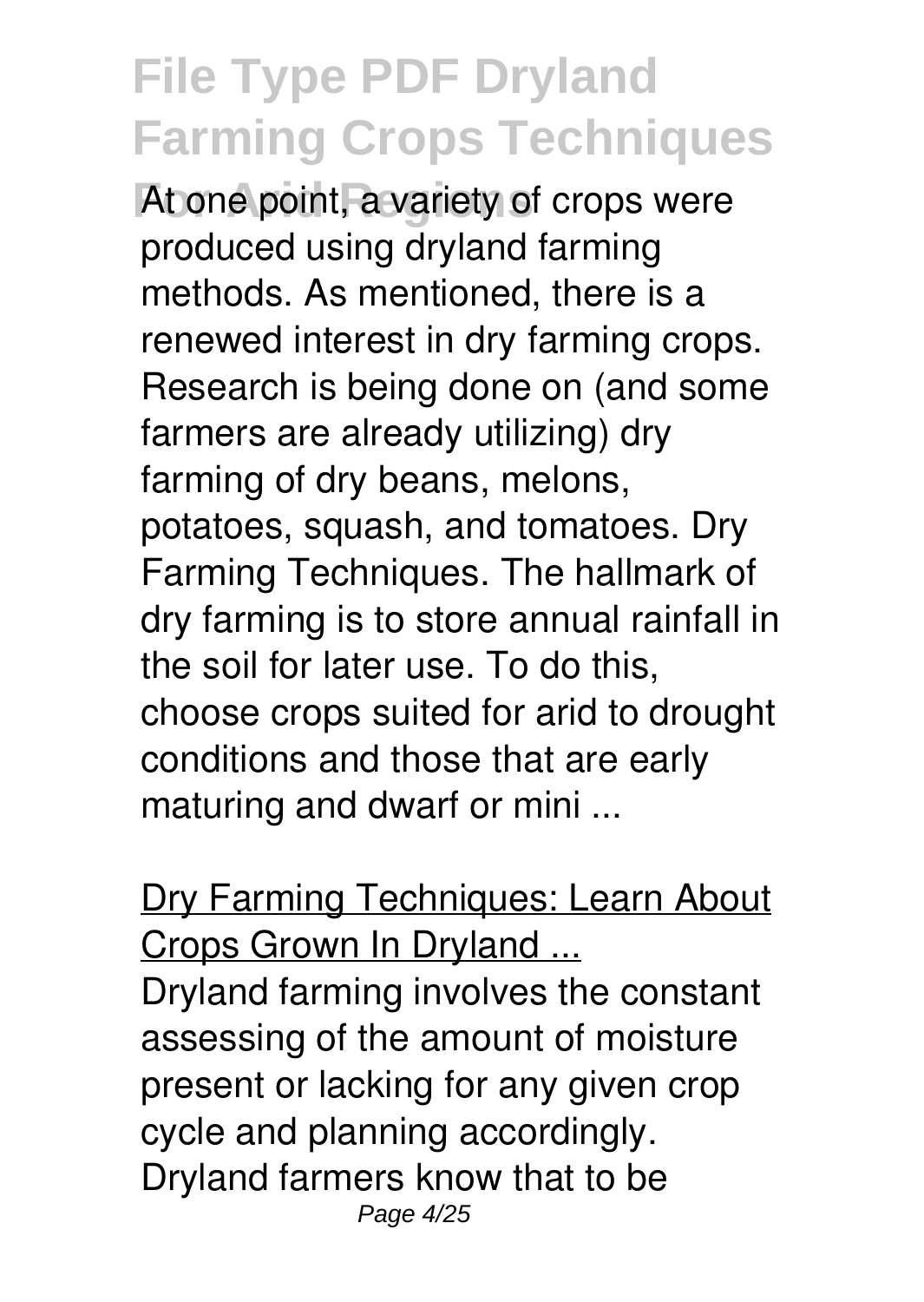At one point, a variety of crops were produced using dryland farming methods. As mentioned, there is a renewed interest in dry farming crops. Research is being done on (and some farmers are already utilizing) dry farming of dry beans, melons, potatoes, squash, and tomatoes. Dry Farming Techniques. The hallmark of dry farming is to store annual rainfall in the soil for later use. To do this, choose crops suited for arid to drought conditions and those that are early maturing and dwarf or mini ...

Dry Farming Techniques: Learn About Crops Grown In Dryland ...

Dryland farming involves the constant assessing of the amount of moisture present or lacking for any given crop cycle and planning accordingly. Dryland farmers know that to be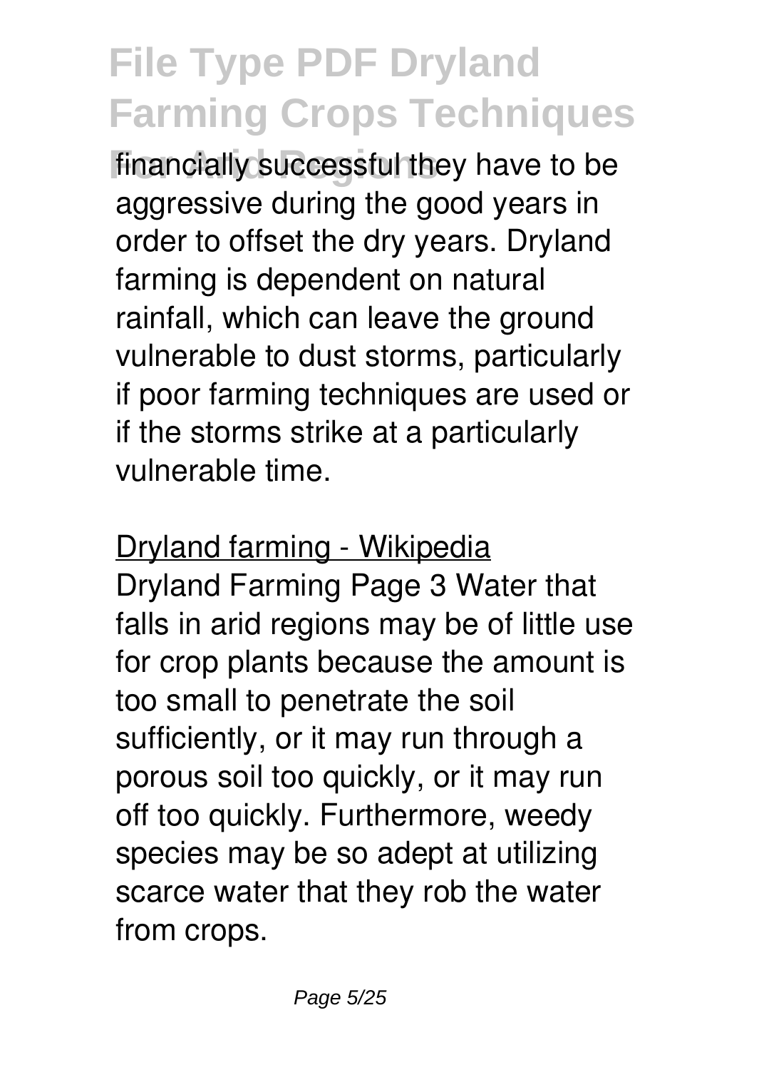financially successful they have to be aggressive during the good years in order to offset the dry years. Dryland farming is dependent on natural rainfall, which can leave the ground vulnerable to dust storms, particularly if poor farming techniques are used or if the storms strike at a particularly vulnerable time.

Dryland farming - Wikipedia

Dryland Farming Page 3 Water that falls in arid regions may be of little use for crop plants because the amount is too small to penetrate the soil sufficiently, or it may run through a porous soil too quickly, or it may run off too quickly. Furthermore, weedy species may be so adept at utilizing scarce water that they rob the water from crops.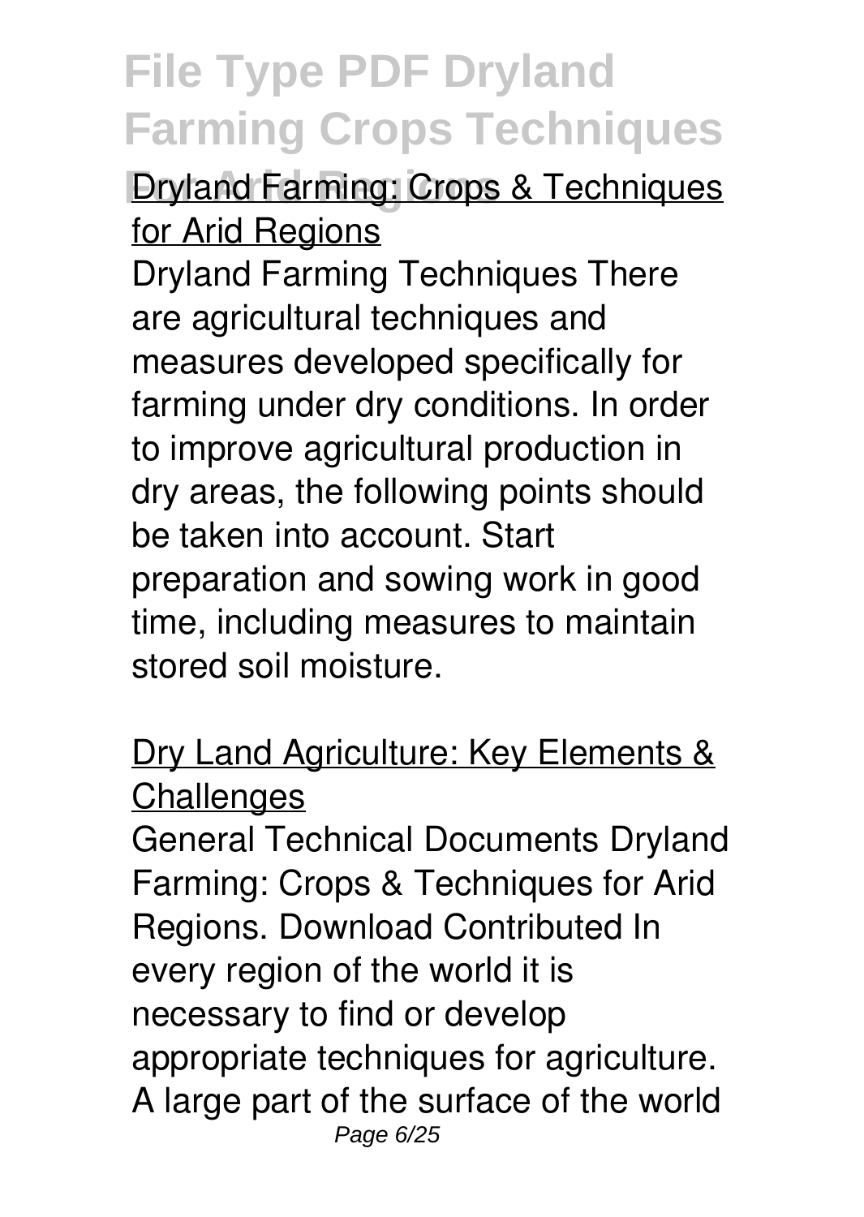## Dryland Farming: Crops & Techniques for Arid Regions

Dryland Farming Techniques There are agricultural techniques and measures developed specifically for farming under dry conditions. In order to improve agricultural production in dry areas, the following points should be taken into account. Start preparation and sowing work in good time, including measures to maintain stored soil moisture.

## Dry Land Agriculture: Key Elements & Challenges

General Technical Documents Dryland Farming: Crops & Techniques for Arid Regions. Download Contributed In every region of the world it is necessary to find or develop appropriate techniques for agriculture. A large part of the surface of the world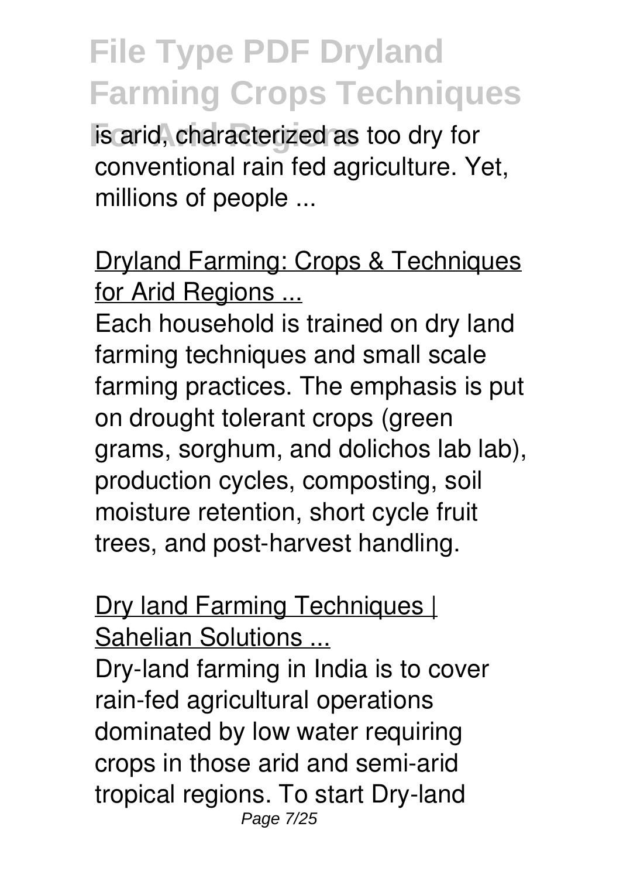is arid, characterized as too dry for conventional rain fed agriculture. Yet, millions of people ...

Dryland Farming: Crops & Techniques for Arid Regions ...

Each household is trained on dry land farming techniques and small scale farming practices. The emphasis is put on drought tolerant crops (green grams, sorghum, and dolichos lab lab), production cycles, composting, soil moisture retention, short cycle fruit trees, and post-harvest handling.

Dry land Farming Techniques | Sahelian Solutions ...

Dry-land farming in India is to cover rain-fed agricultural operations dominated by low water requiring crops in those arid and semi-arid tropical regions. To start Dry-land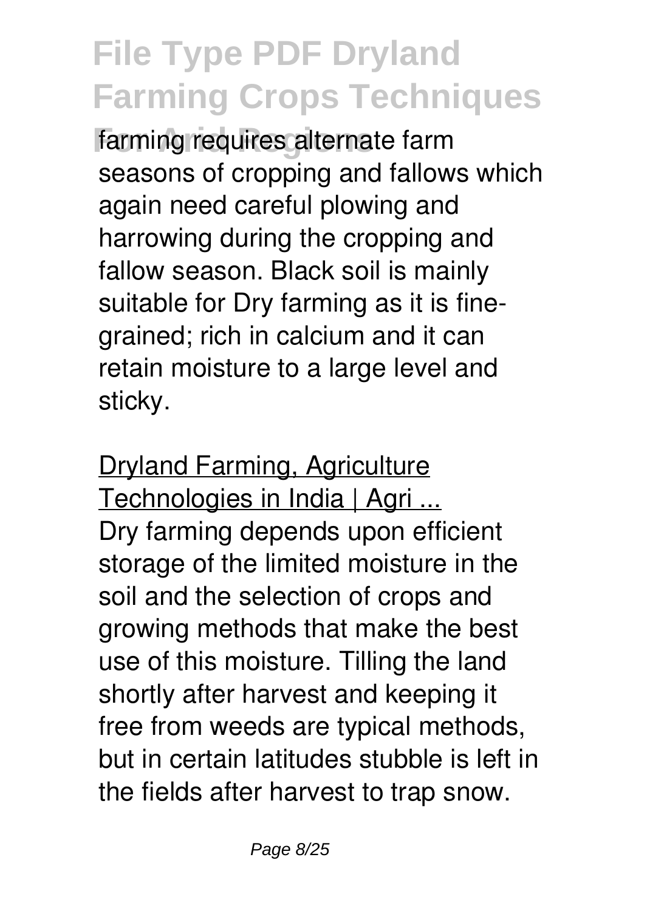farming requires alternate farm seasons of cropping and fallows which again need careful plowing and harrowing during the cropping and fallow season. Black soil is mainly suitable for Dry farming as it is fine-grained; rich in calcium and it can retain moisture to a large level and sticky.

Dryland Farming, Agriculture Technologies in India | Agri ...

Dry farming depends upon efficient storage of the limited moisture in the soil and the selection of crops and growing methods that make the best use of this moisture. Tilling the land shortly after harvest and keeping it free from weeds are typical methods, but in certain latitudes stubble is left in the fields after harvest to trap snow.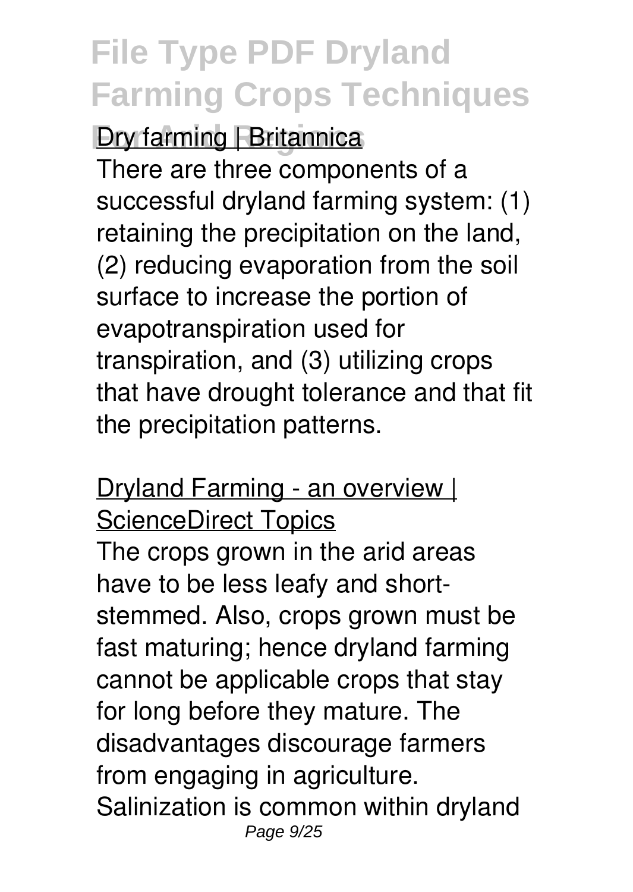Dry farming | Britannica

There are three components of a successful dryland farming system: (1) retaining the precipitation on the land, (2) reducing evaporation from the soil surface to increase the portion of evapotranspiration used for transpiration, and (3) utilizing crops that have drought tolerance and that fit the precipitation patterns.

Dryland Farming - an overview | ScienceDirect Topics

The crops grown in the arid areas have to be less leafy and short-stemmed. Also, crops grown must be fast maturing; hence dryland farming cannot be applicable crops that stay for long before they mature. The disadvantages discourage farmers from engaging in agriculture. Salinization is common within dryland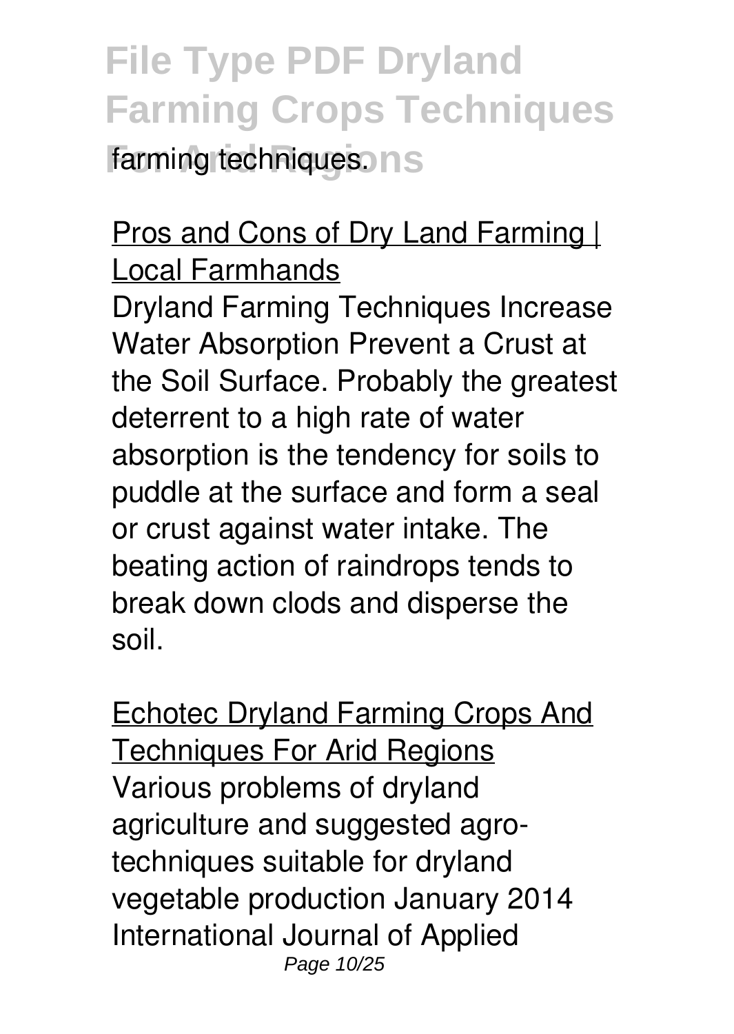farming techniques.

Pros and Cons of Dry Land Farming | Local Farmhands

Dryland Farming Techniques Increase Water Absorption Prevent a Crust at the Soil Surface. Probably the greatest deterrent to a high rate of water absorption is the tendency for soils to puddle at the surface and form a seal or crust against water intake. The beating action of raindrops tends to break down clods and disperse the soil.

Echotec Dryland Farming Crops And Techniques For Arid Regions

Various problems of dryland agriculture and suggested agro-techniques suitable for dryland vegetable production January 2014 International Journal of Applied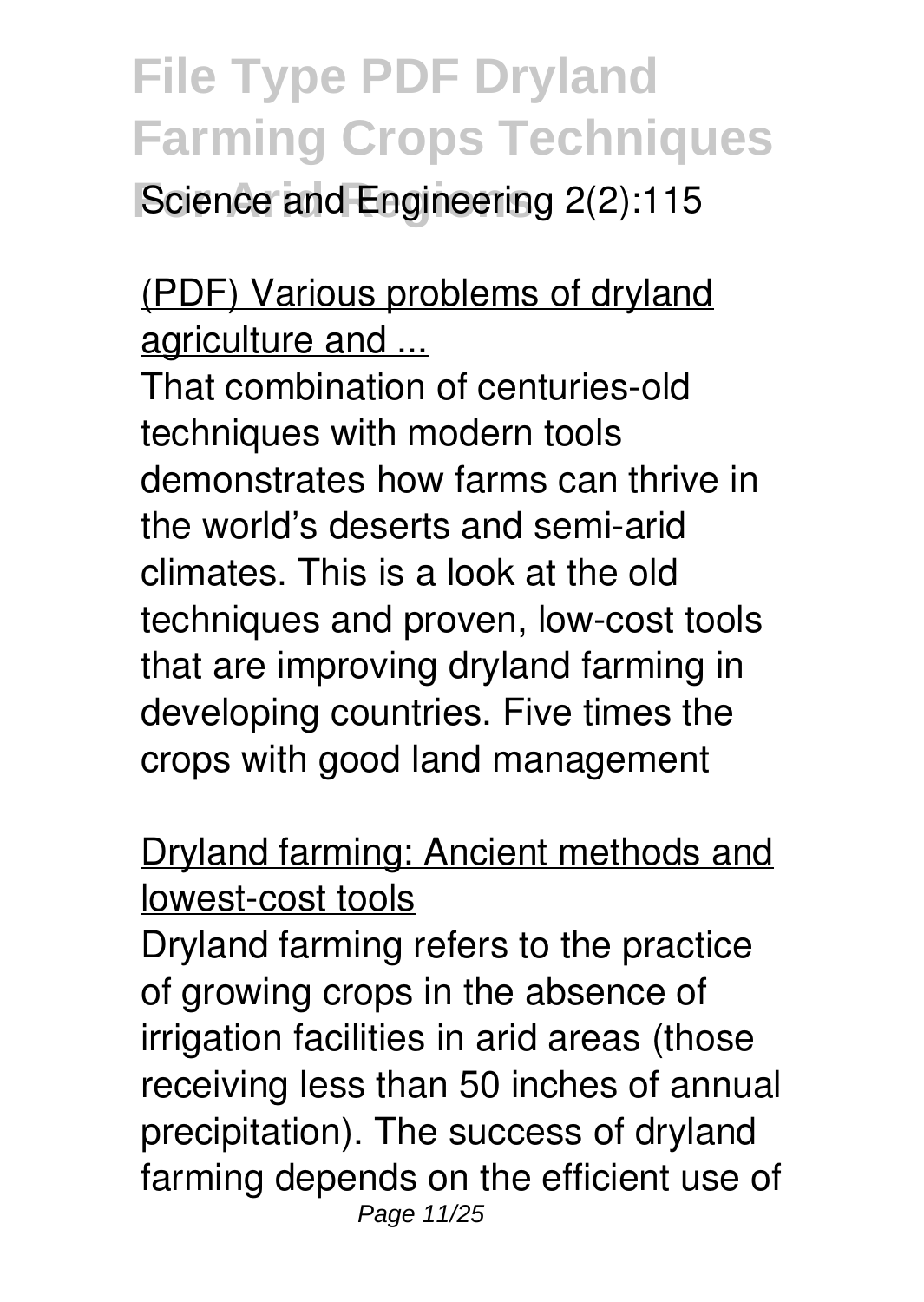Science and Engineering 2(2):115

## (PDF) Various problems of dryland agriculture and ...

That combination of centuries-old techniques with modern tools demonstrates how farms can thrive in the world's deserts and semi-arid climates. This is a look at the old techniques and proven, low-cost tools that are improving dryland farming in developing countries. Five times the crops with good land management

## Dryland farming: Ancient methods and lowest-cost tools

Dryland farming refers to the practice of growing crops in the absence of irrigation facilities in arid areas (those receiving less than 50 inches of annual precipitation). The success of dryland farming depends on the efficient use of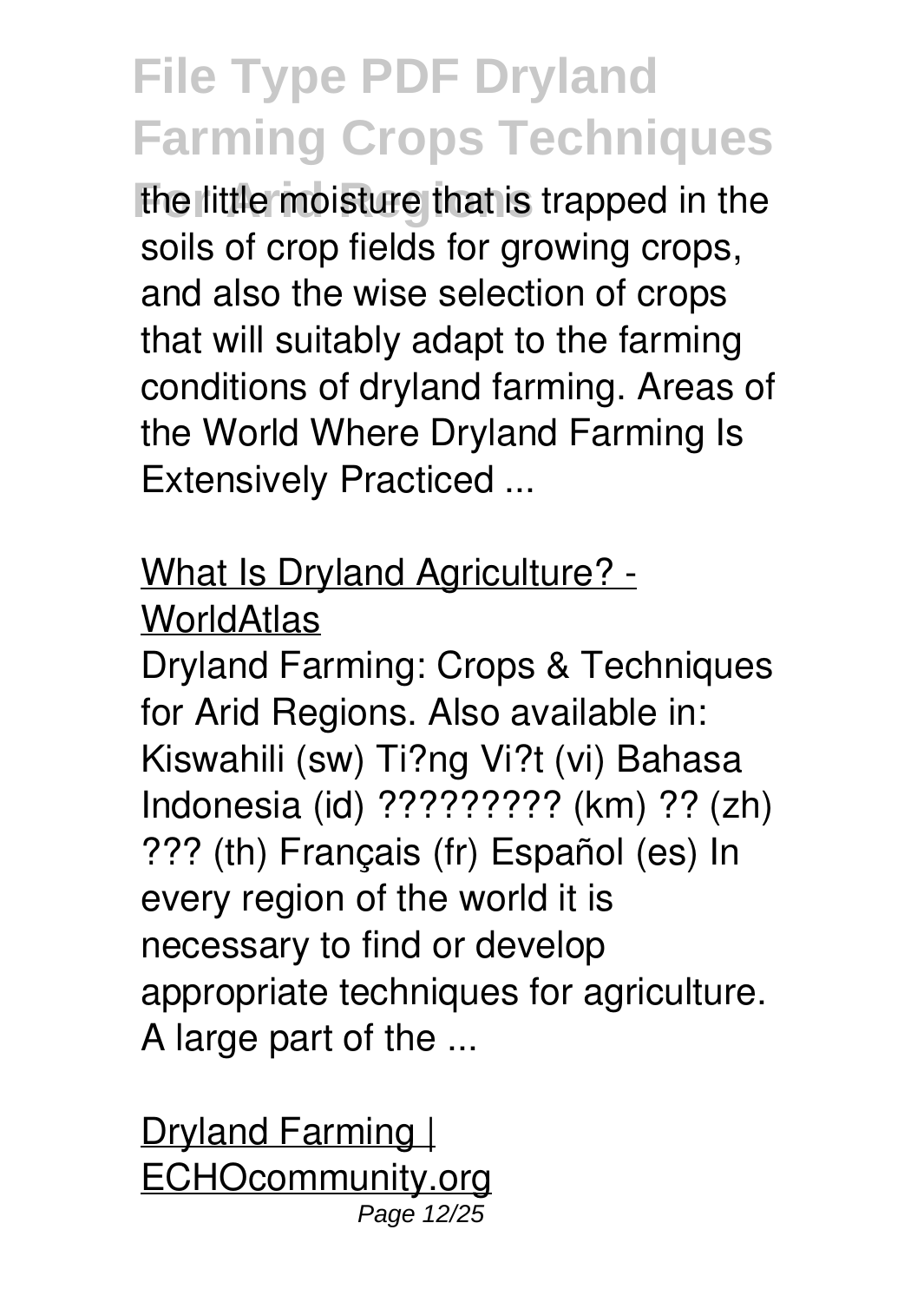the little moisture that is trapped in the soils of crop fields for growing crops, and also the wise selection of crops that will suitably adapt to the farming conditions of dryland farming. Areas of the World Where Dryland Farming Is Extensively Practiced ...

What Is Dryland Agriculture? - WorldAtlas

Dryland Farming: Crops & Techniques for Arid Regions. Also available in: Kiswahili (sw) Ti?ng Vi?t (vi) Bahasa Indonesia (id) ????????? (km) ?? (zh) ??? (th) Français (fr) Español (es) In every region of the world it is necessary to find or develop appropriate techniques for agriculture. A large part of the ...

Dryland Farming | ECHOcommunity.org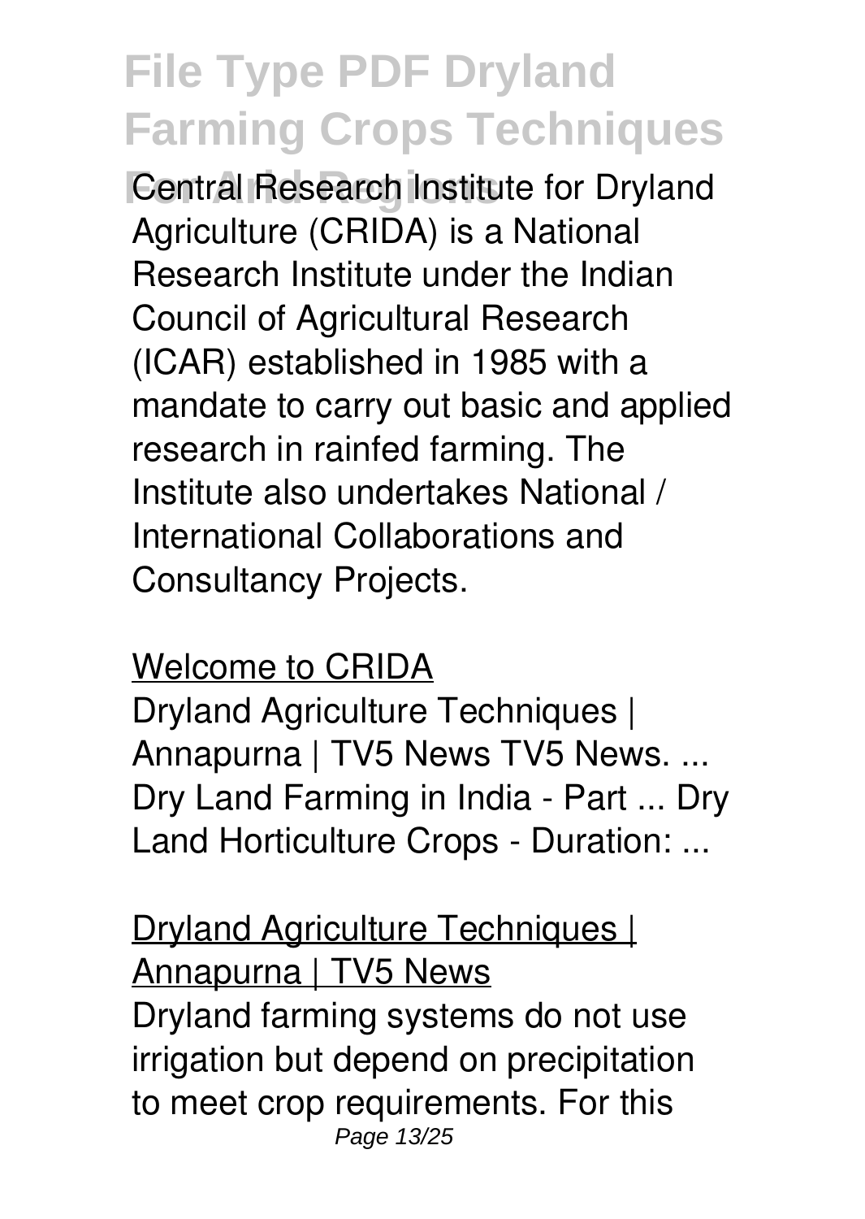Central Research Institute for Dryland Agriculture (CRIDA) is a National Research Institute under the Indian Council of Agricultural Research (ICAR) established in 1985 with a mandate to carry out basic and applied research in rainfed farming. The Institute also undertakes National / International Collaborations and Consultancy Projects.

Welcome to CRIDA

Dryland Agriculture Techniques | Annapurna | TV5 News TV5 News. ... Dry Land Farming in India - Part ... Dry Land Horticulture Crops - Duration: ...

Dryland Agriculture Techniques | Annapurna | TV5 News

Dryland farming systems do not use irrigation but depend on precipitation to meet crop requirements. For this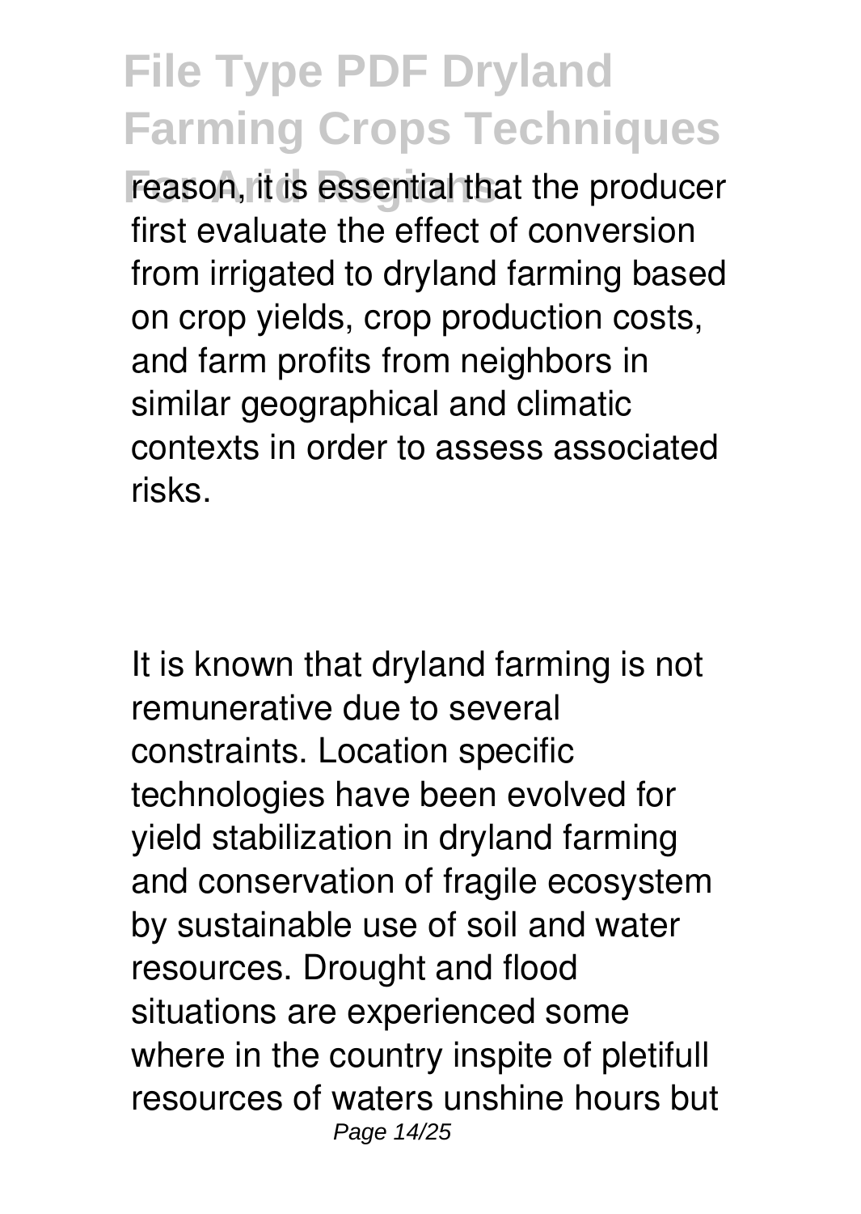reason, it is essential that the producer first evaluate the effect of conversion from irrigated to dryland farming based on crop yields, crop production costs, and farm profits from neighbors in similar geographical and climatic contexts in order to assess associated risks.

It is known that dryland farming is not remunerative due to several constraints. Location specific technologies have been evolved for yield stabilization in dryland farming and conservation of fragile ecosystem by sustainable use of soil and water resources. Drought and flood situations are experienced some where in the country inspite of pletifull resources of waters unshine hours but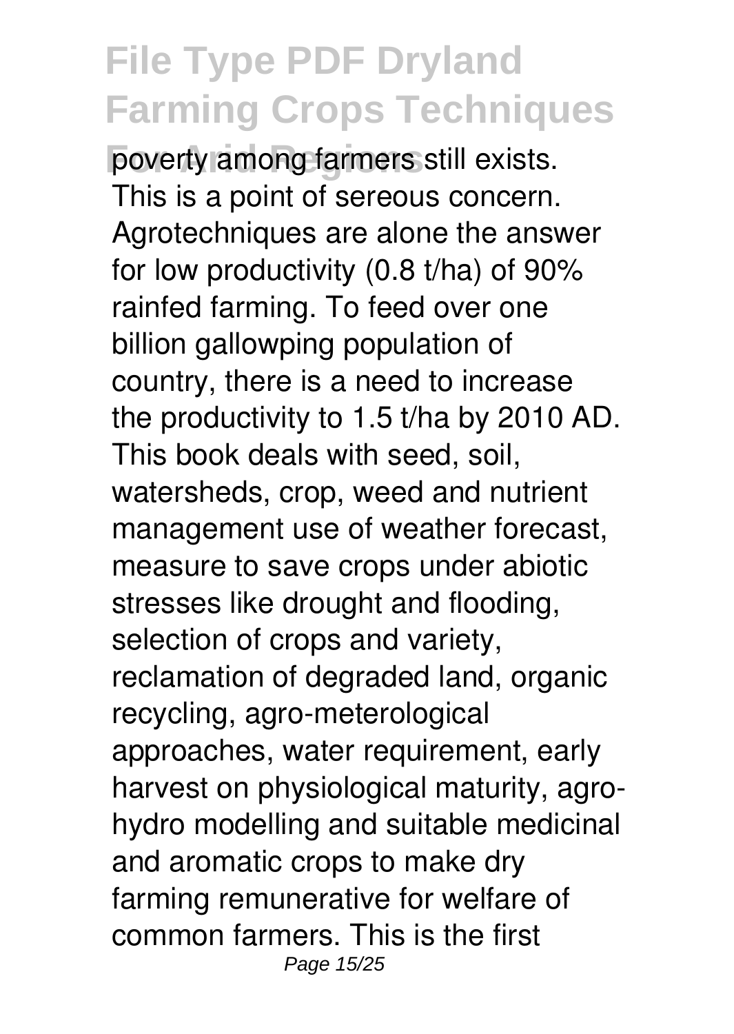poverty among farmers still exists. This is a point of sereous concern. Agrotechniques are alone the answer for low productivity (0.8 t/ha) of 90% rainfed farming. To feed over one billion gallowping population of country, there is a need to increase the productivity to 1.5 t/ha by 2010 AD. This book deals with seed, soil, watersheds, crop, weed and nutrient management use of weather forecast, measure to save crops under abiotic stresses like drought and flooding, selection of crops and variety, reclamation of degraded land, organic recycling, agro-meterological approaches, water requirement, early harvest on physiological maturity, agro-hydro modelling and suitable medicinal and aromatic crops to make dry farming remunerative for welfare of common farmers. This is the first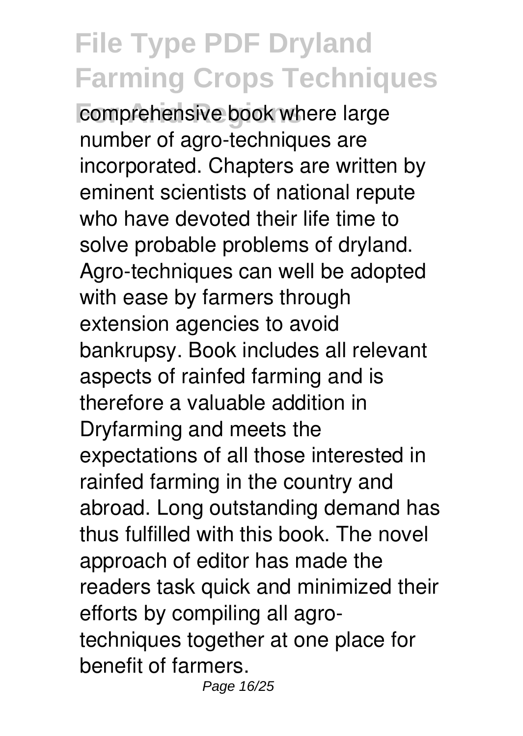comprehensive book where large number of agro-techniques are incorporated. Chapters are written by eminent scientists of national repute who have devoted their life time to solve probable problems of dryland. Agro-techniques can well be adopted with ease by farmers through extension agencies to avoid bankrupsy. Book includes all relevant aspects of rainfed farming and is therefore a valuable addition in Dryfarming and meets the expectations of all those interested in rainfed farming in the country and abroad. Long outstanding demand has thus fulfilled with this book. The novel approach of editor has made the readers task quick and minimized their efforts by compiling all agro-techniques together at one place for benefit of farmers.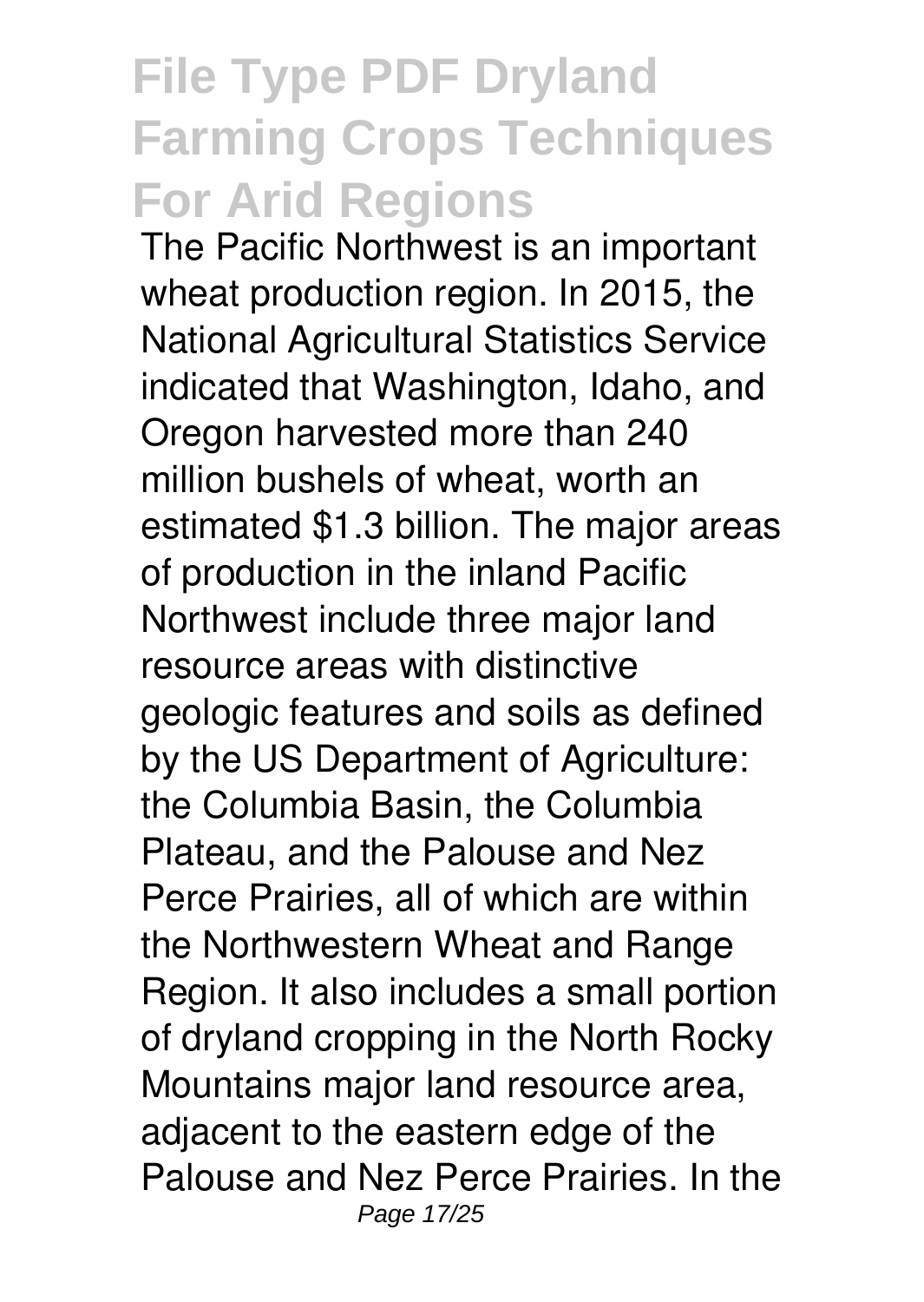The Pacific Northwest is an important wheat production region. In 2015, the National Agricultural Statistics Service indicated that Washington, Idaho, and Oregon harvested more than 240 million bushels of wheat, worth an estimated $1.3 billion. The major areas of production in the inland Pacific Northwest include three major land resource areas with distinctive geologic features and soils as defined by the US Department of Agriculture: the Columbia Basin, the Columbia Plateau, and the Palouse and Nez Perce Prairies, all of which are within the Northwestern Wheat and Range Region. It also includes a small portion of dryland cropping in the North Rocky Mountains major land resource area, adjacent to the eastern edge of the Palouse and Nez Perce Prairies. In the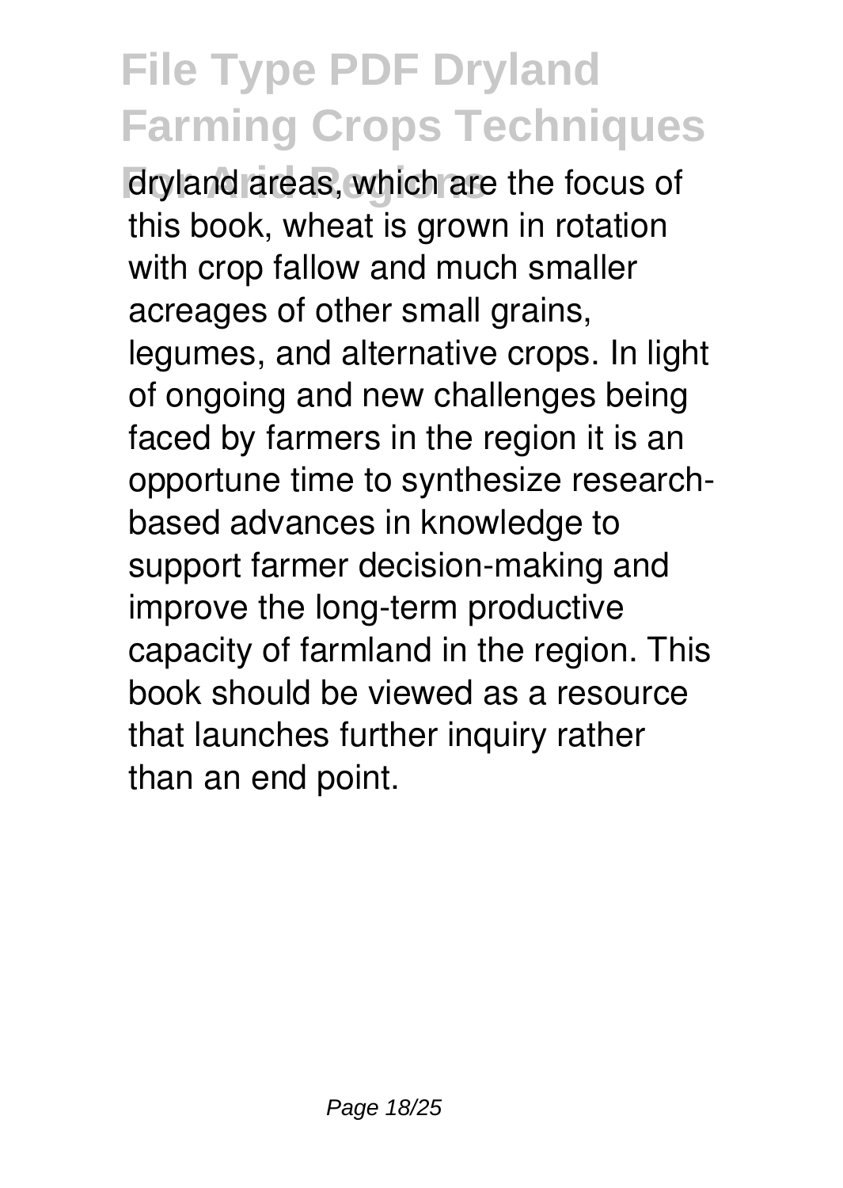dryland areas, which are the focus of this book, wheat is grown in rotation with crop fallow and much smaller acreages of other small grains, legumes, and alternative crops. In light of ongoing and new challenges being faced by farmers in the region it is an opportune time to synthesize research-based advances in knowledge to support farmer decision-making and improve the long-term productive capacity of farmland in the region. This book should be viewed as a resource that launches further inquiry rather than an end point.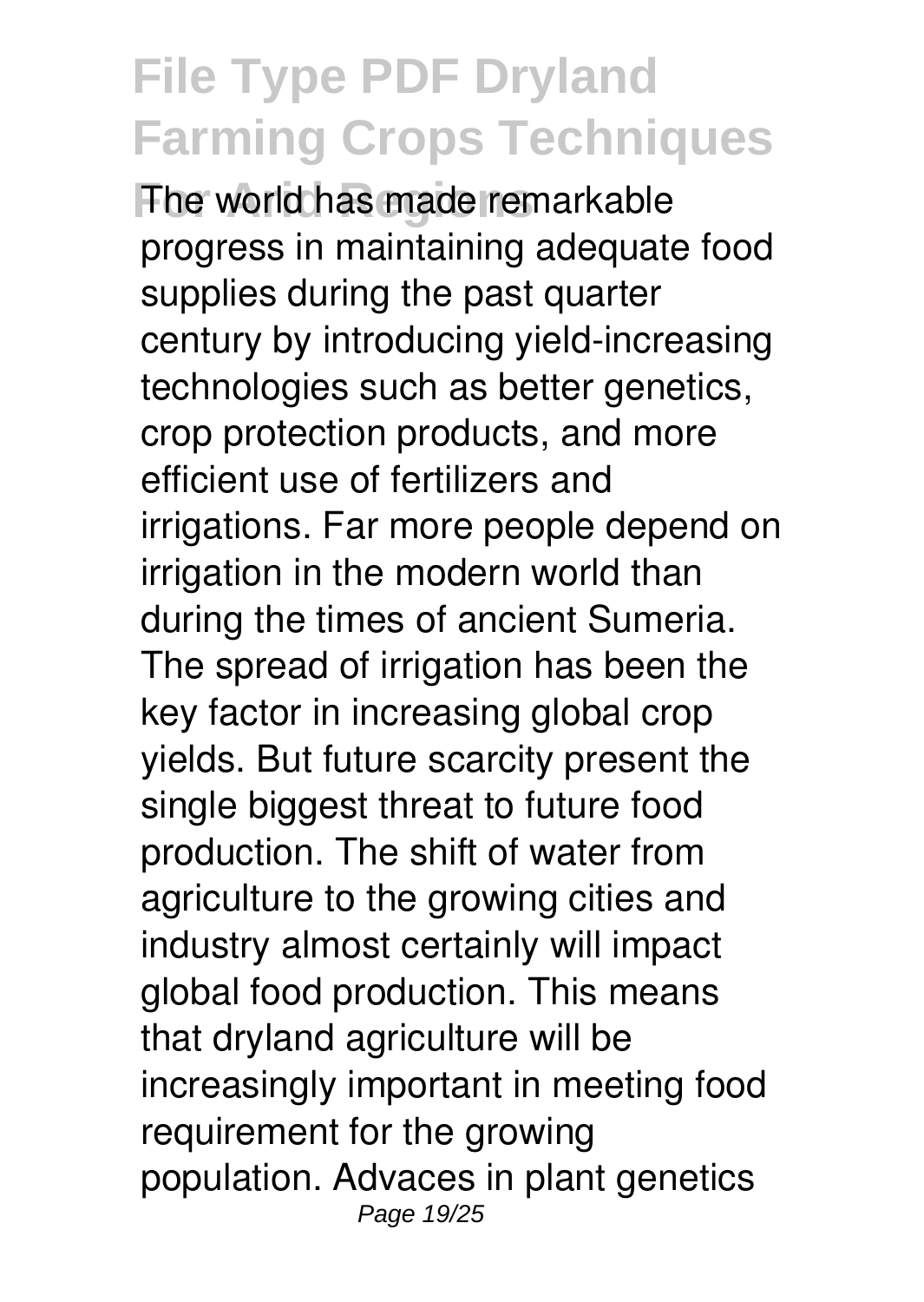The world has made remarkable progress in maintaining adequate food supplies during the past quarter century by introducing yield-increasing technologies such as better genetics, crop protection products, and more efficient use of fertilizers and irrigations. Far more people depend on irrigation in the modern world than during the times of ancient Sumeria. The spread of irrigation has been the key factor in increasing global crop yields. But future scarcity present the single biggest threat to future food production. The shift of water from agriculture to the growing cities and industry almost certainly will impact global food production. This means that dryland agriculture will be increasingly important in meeting food requirement for the growing population. Advaces in plant genetics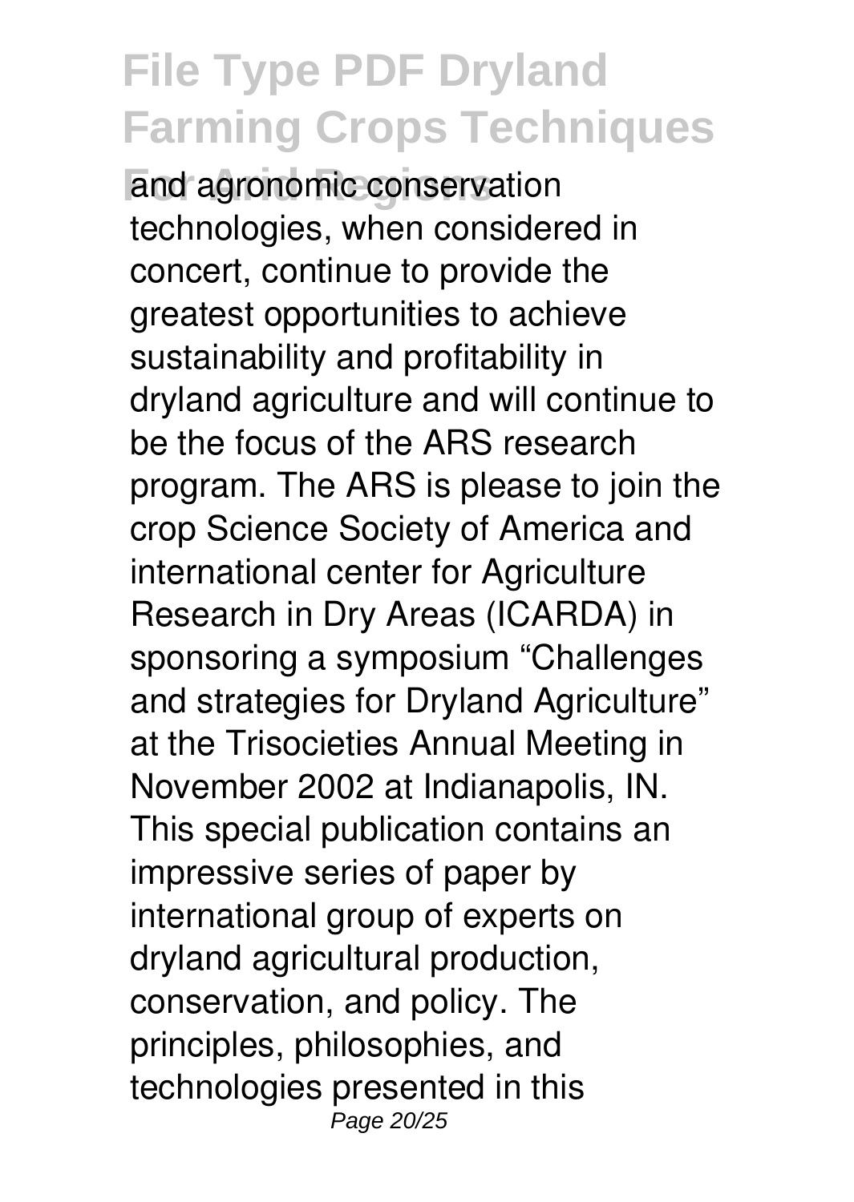and agronomic conservation technologies, when considered in concert, continue to provide the greatest opportunities to achieve sustainability and profitability in dryland agriculture and will continue to be the focus of the ARS research program. The ARS is please to join the crop Science Society of America and international center for Agriculture Research in Dry Areas (ICARDA) in sponsoring a symposium “Challenges and strategies for Dryland Agriculture” at the Trisocieties Annual Meeting in November 2002 at Indianapolis, IN. This special publication contains an impressive series of paper by international group of experts on dryland agricultural production, conservation, and policy. The principles, philosophies, and technologies presented in this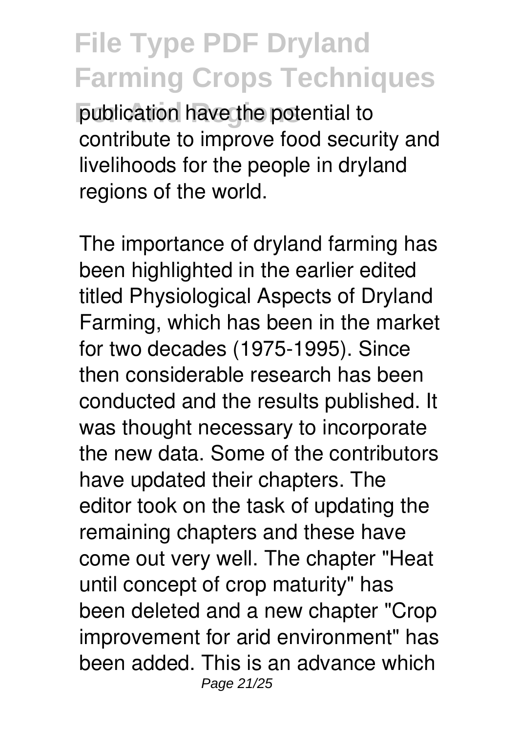publication have the potential to contribute to improve food security and livelihoods for the people in dryland regions of the world.

The importance of dryland farming has been highlighted in the earlier edited titled Physiological Aspects of Dryland Farming, which has been in the market for two decades (1975-1995). Since then considerable research has been conducted and the results published. It was thought necessary to incorporate the new data. Some of the contributors have updated their chapters. The editor took on the task of updating the remaining chapters and these have come out very well. The chapter "Heat until concept of crop maturity" has been deleted and a new chapter "Crop improvement for arid environment" has been added. This is an advance which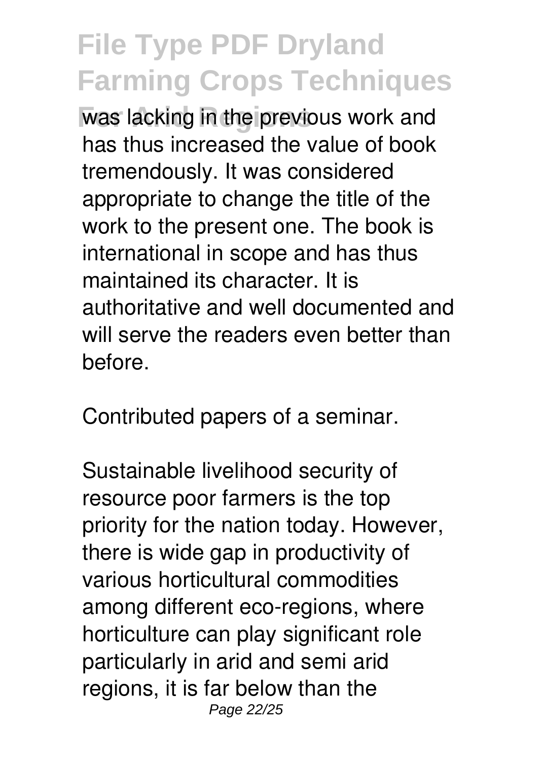was lacking in the previous work and has thus increased the value of book tremendously. It was considered appropriate to change the title of the work to the present one. The book is international in scope and has thus maintained its character. It is authoritative and well documented and will serve the readers even better than before.

Contributed papers of a seminar.

Sustainable livelihood security of resource poor farmers is the top priority for the nation today. However, there is wide gap in productivity of various horticultural commodities among different eco-regions, where horticulture can play significant role particularly in arid and semi arid regions, it is far below than the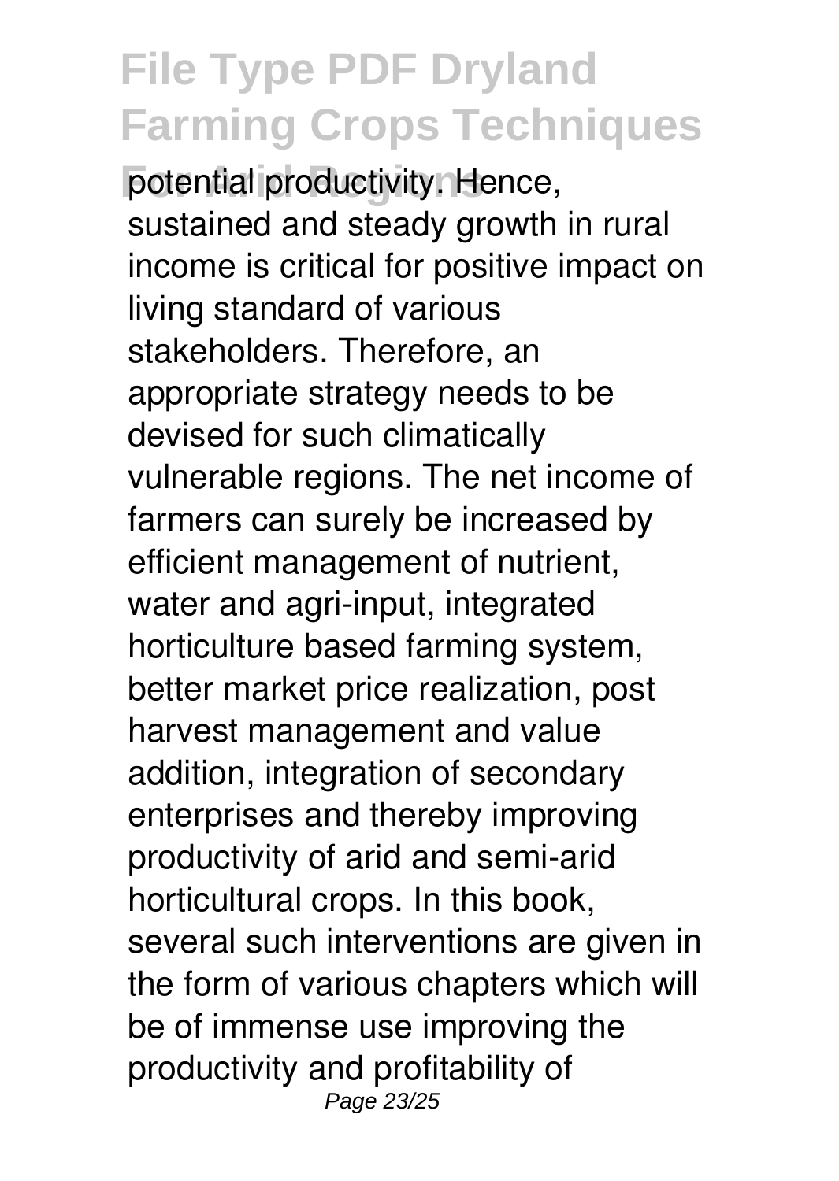potential productivity. Hence, sustained and steady growth in rural income is critical for positive impact on living standard of various stakeholders. Therefore, an appropriate strategy needs to be devised for such climatically vulnerable regions. The net income of farmers can surely be increased by efficient management of nutrient, water and agri-input, integrated horticulture based farming system, better market price realization, post harvest management and value addition, integration of secondary enterprises and thereby improving productivity of arid and semi-arid horticultural crops. In this book, several such interventions are given in the form of various chapters which will be of immense use improving the productivity and profitability of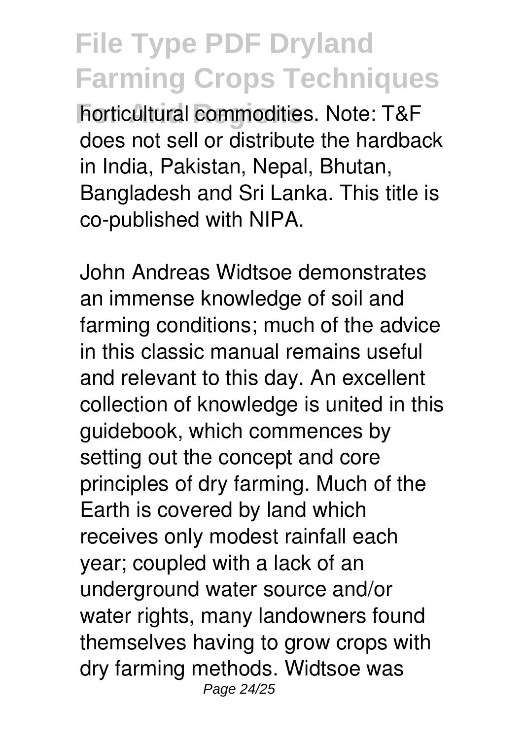horticultural commodities. Note: T&F does not sell or distribute the hardback in India, Pakistan, Nepal, Bhutan, Bangladesh and Sri Lanka. This title is co-published with NIPA.

John Andreas Widtsoe demonstrates an immense knowledge of soil and farming conditions; much of the advice in this classic manual remains useful and relevant to this day. An excellent collection of knowledge is united in this guidebook, which commences by setting out the concept and core principles of dry farming. Much of the Earth is covered by land which receives only modest rainfall each year; coupled with a lack of an underground water source and/or water rights, many landowners found themselves having to grow crops with dry farming methods. Widtsoe was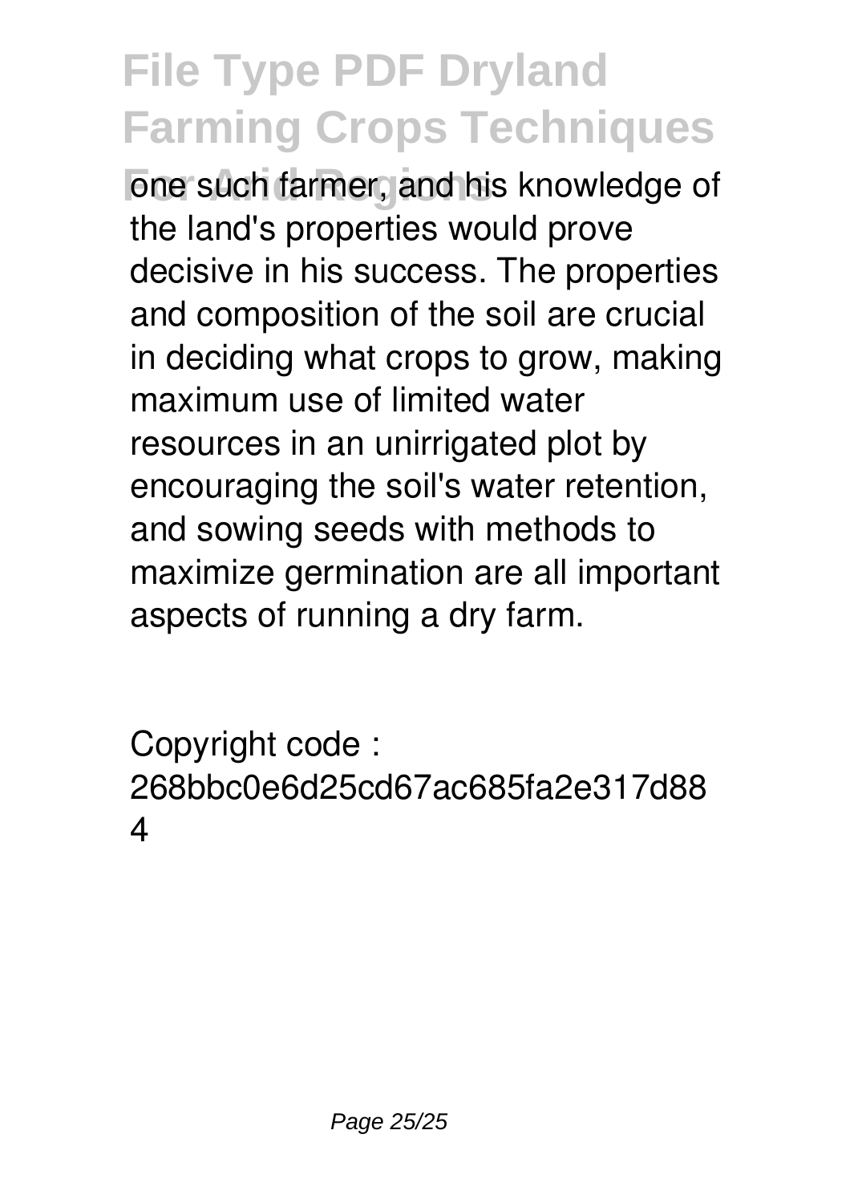one such farmer, and his knowledge of the land's properties would prove decisive in his success. The properties and composition of the soil are crucial in deciding what crops to grow, making maximum use of limited water resources in an unirrigated plot by encouraging the soil's water retention, and sowing seeds with methods to maximize germination are all important aspects of running a dry farm.

Copyright code : 268bbc0e6d25cd67ac685fa2e317d884